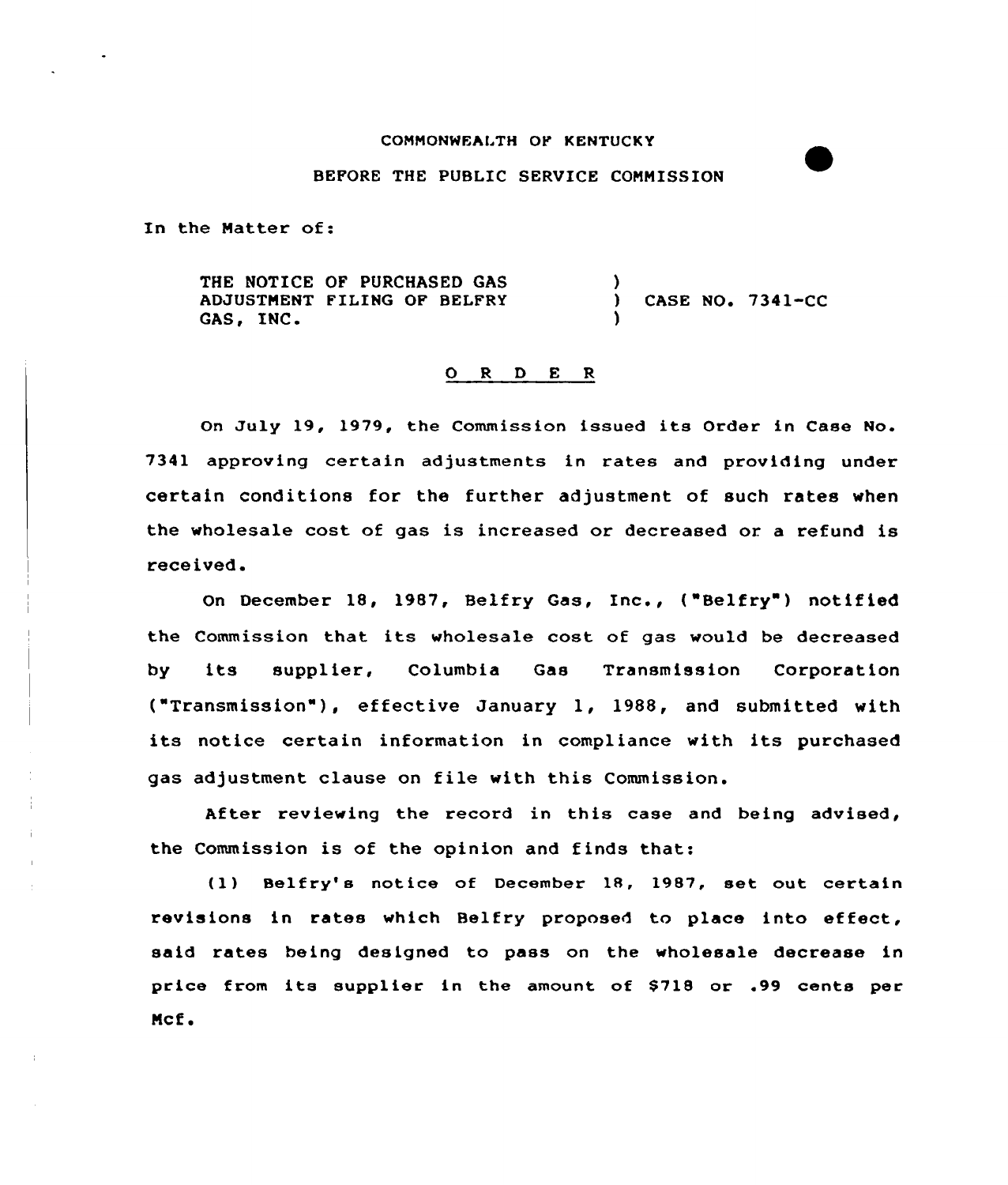COMMONWEALTH OF KENTUCKY

BEFORE THE PUBLIC SERVICE COMMISSION

In the Matter of:

THE NOTICE OF PURCHASED GAS ADJUSTMENT FILING OF BELFRY GAS, INC. ) CASE NO. 7341-CC

## O R D E R

On July 19, 1979, the Commission issued its Order in Case No. 7341 approving certain adjustments in rates and providing under certain conditions for the further adjustment of such rates when the wholesale cost of gas is increased or decreased or a refund is received.

On December 18, 1987, Belfry Gas, Inc., ("Belfry") notified the Commission that its wholesale cost of gas would be decreased by its supplier, Columbia Gas Transmission Corporation ("Transmission"), effective January 1, 1988, and submitted with its notice certain information in compliance with its purchased gas adjustment clause on file with this Commission.

After reviewing the record in this case and being advised, the Commission is of the opinion and finds that:

(1) Belfry's notice of December 18, 1987, set out certain revisions in rates which Belfry proposed to place into effect, said rates being designed to pass on the wholesale decrease in price from its supplier in the amount of $718 or .99 cents per Mcf.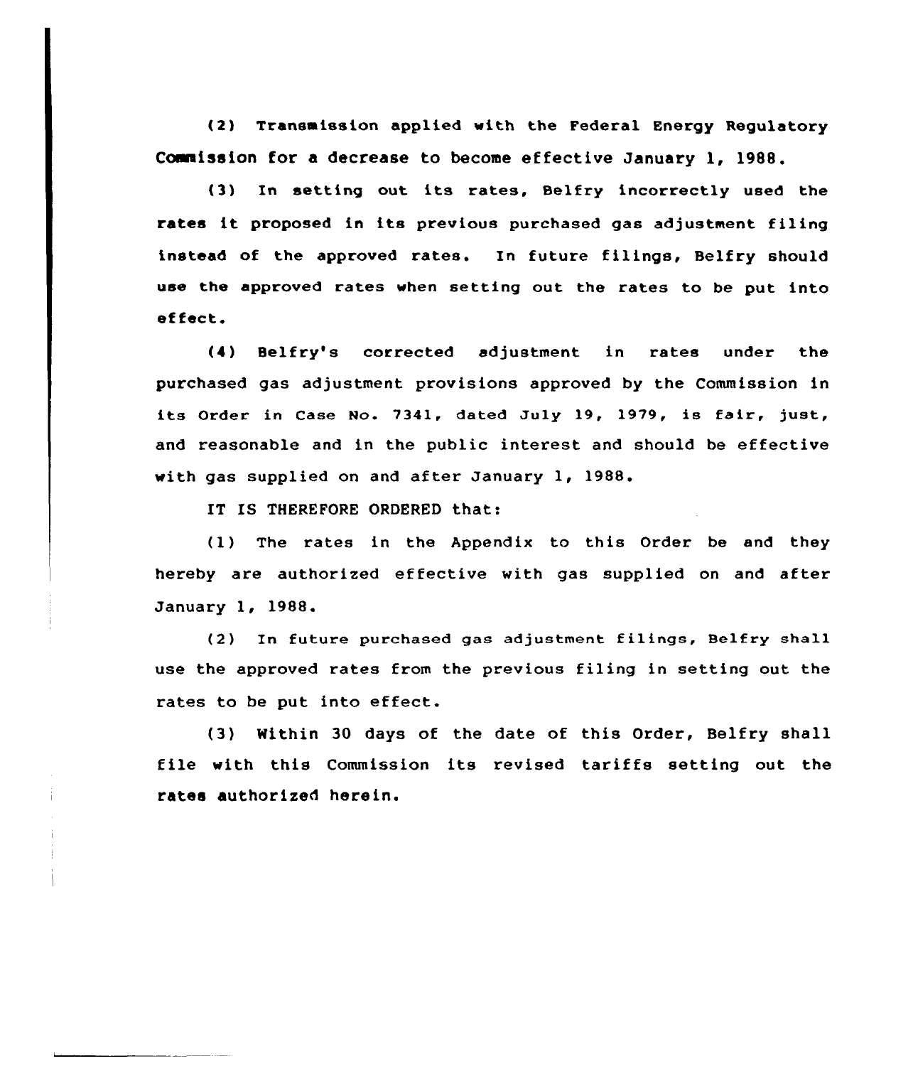(2) Transmission applied with the Federal Energy Regulatory Commission for a decrease to become effective January 1, 1988.

(3) In setting out its rates, Belfry incorrectly used the rates it proposed in its previous purchased gas adjustment filing instead of the approved rates. In future filings, Belfry should use the approved rates when setting out the rates to be put into effect.

(4) Belfry's corrected adjustment in rates under the purchased gas adjustment provisions approved by the Commission in its Order in Case No. 7341, dated July 19, 1979, is fair, just, and reasonable and in the public interest and should be effective with gas supplied on and after January 1, 1988.

IT IS THEREFORE ORDERED that:

(1) The rates in the Appendix to this Order be and they hereby are authorized effective with gas supplied on and after January 1, 1988.

(2) In future purchased gas adjustment filings, Belfry shall use the approved rates from the previous filing in setting out the rates to be put into effect.

(3) Within 30 days of the date of this Order, Belfry shall file with this Commission its revised tariffs setting out the rates authorized herein.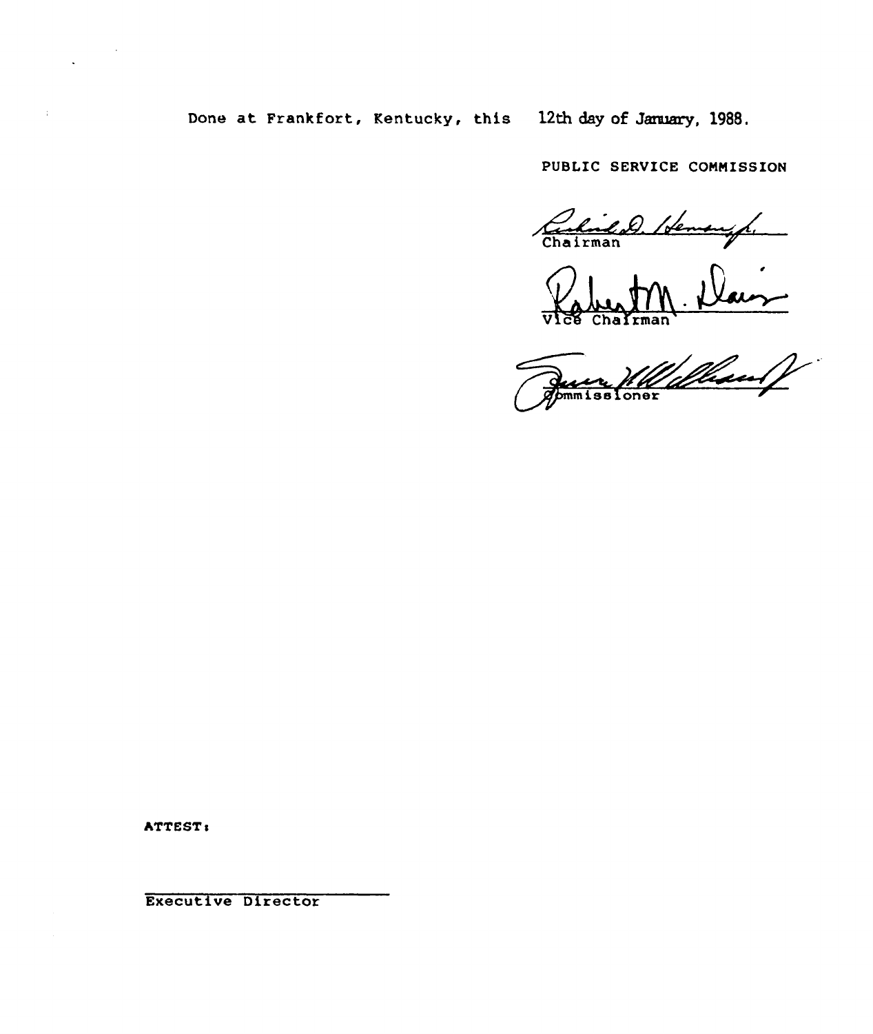Done at Frankfort, Kentucky, this 12th day of January, 1988.

PUBLIC SERVICE COMMISSION

Chairman

Vice Chairman

Commissioner

ATTEST:

Executive Director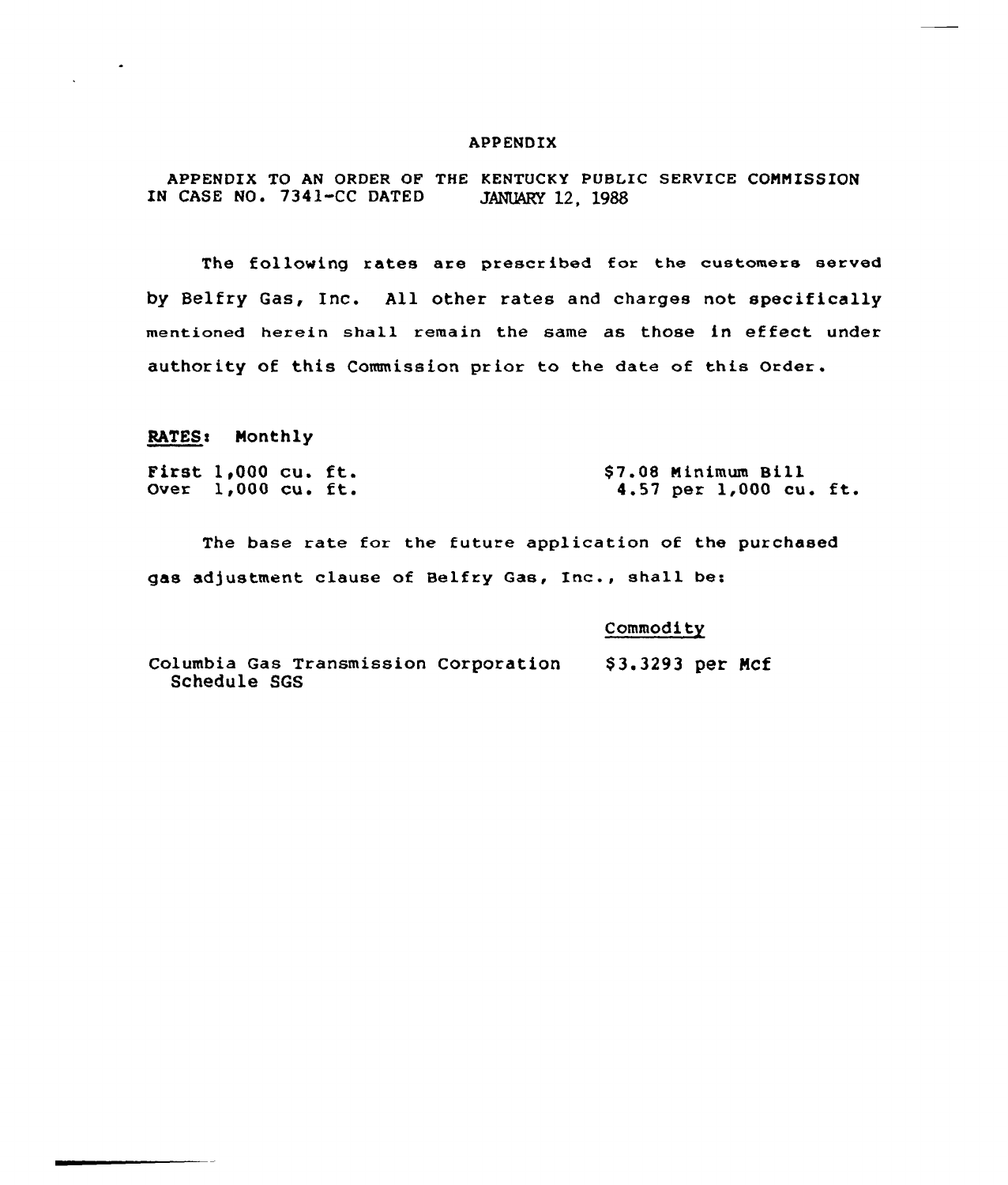# APPENDIX

APPENDIX TO AN ORDER OF THE KENTUCKY PUBLIC SERVICE COMMISSION IN CASE NO. 7341-CC DATED JANUARY 12, 1988

The following rates are prescribed for the customers served by Belfry Gas, Inc. All other rates and charges not specifically mentioned herein shall remain the same as those in effect under authority of this Commission prior to the date of this Order.

**RATES:** Monthly

| | |
|---|---|
| First 1,000 cu. ft. | $7.08 Minimum Bill |
| Over 1,000 cu. ft. | 4.57 per 1,000 cu. ft. |

The base rate for the future application of the purchased gas adjustment clause of Belfry Gas, Inc., shall be:

| | Commodity |
|---|---|
| Columbia Gas Transmission Corporation Schedule SGS | $3.3293 per Mcf |